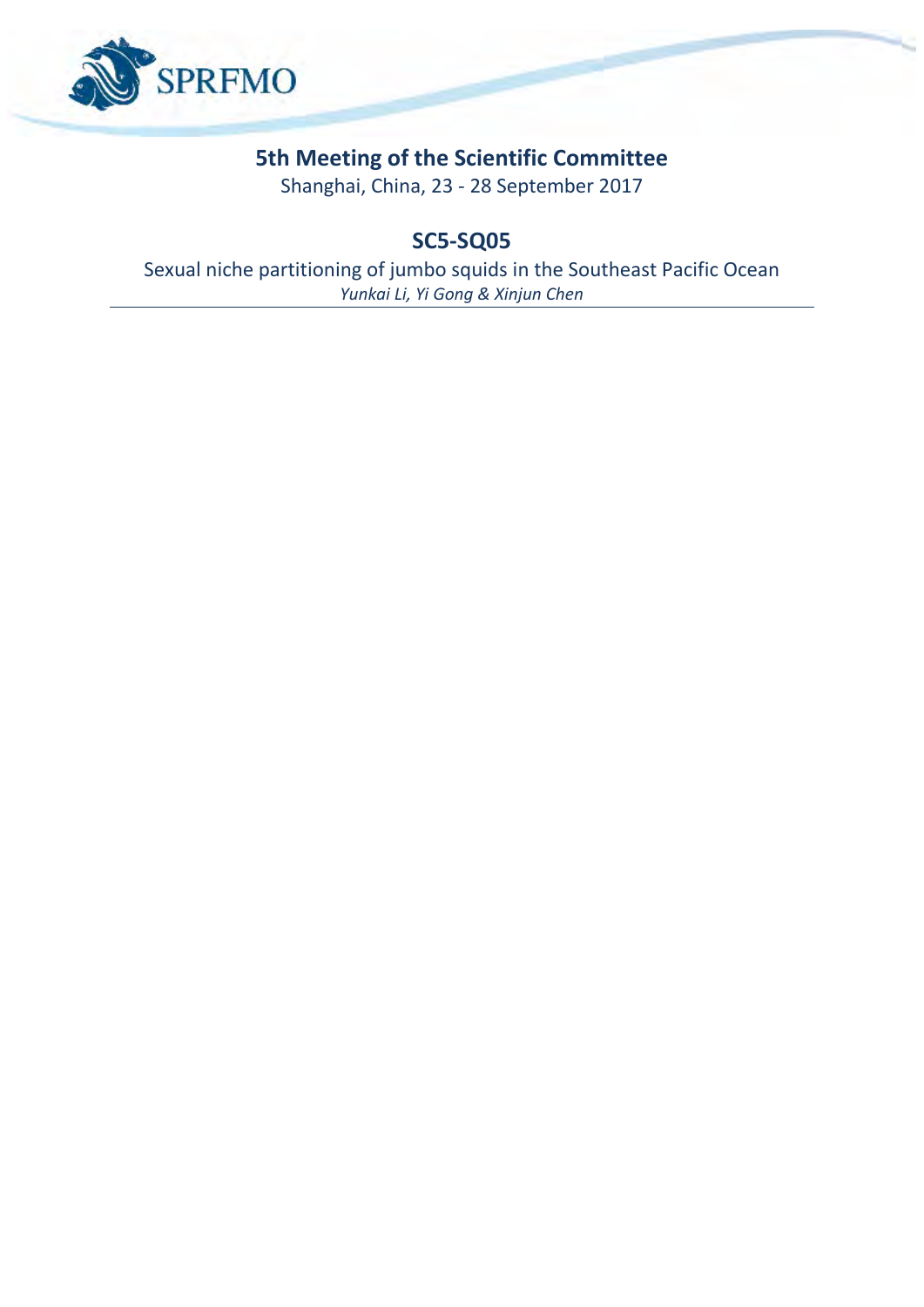# 5th Meeting of the Scientific Committee

Shanghai, China, 23 - 28 September 2017

## SC5-SQ05

Sexual niche partitioning of jumbo squids in the Southeast Pacific Ocean

*Yunkai Li, Yi Gong & Xinjun Chen*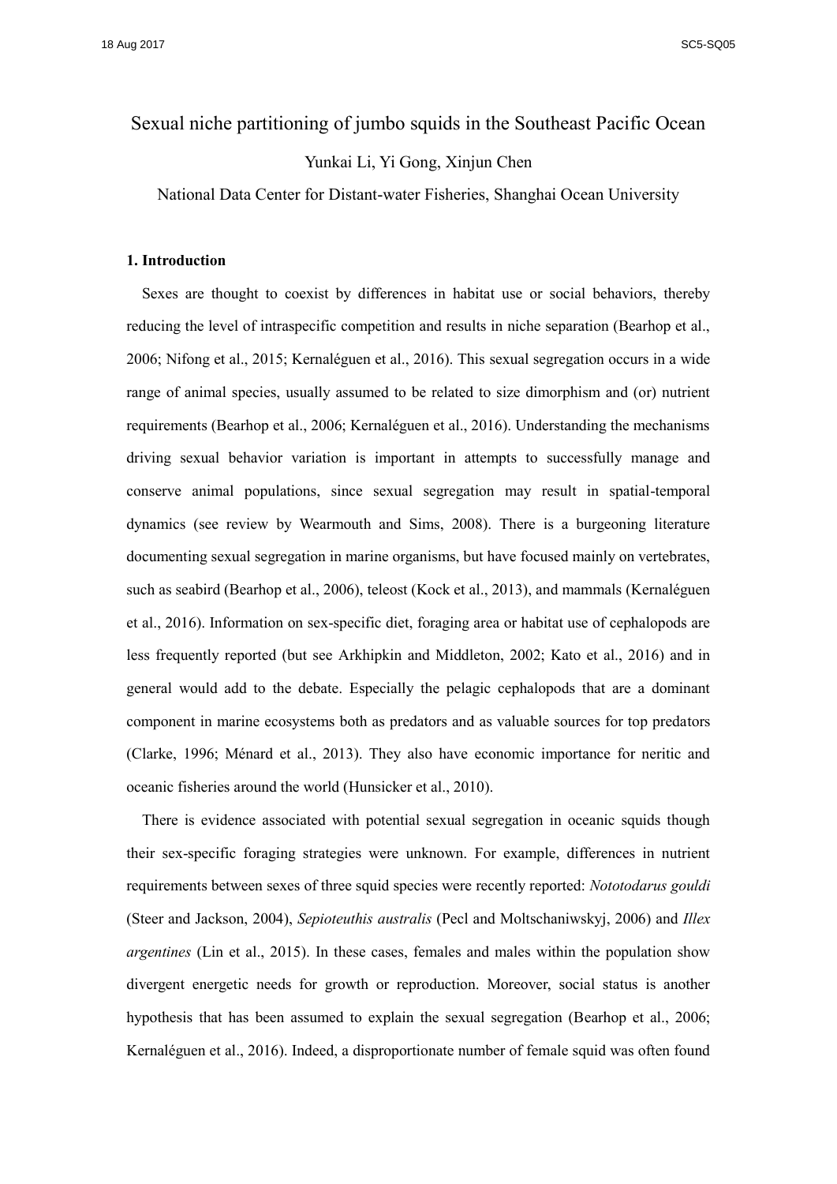# Sexual niche partitioning of jumbo squids in the Southeast Pacific Ocean

Yunkai Li, Yi Gong, Xinjun Chen

National Data Center for Distant-water Fisheries, Shanghai Ocean University

## 1. Introduction

Sexes are thought to coexist by differences in habitat use or social behaviors, thereby reducing the level of intraspecific competition and results in niche separation (Bearhop et al., 2006; Nifong et al., 2015; Kernaléguen et al., 2016). This sexual segregation occurs in a wide range of animal species, usually assumed to be related to size dimorphism and (or) nutrient requirements (Bearhop et al., 2006; Kernaléguen et al., 2016). Understanding the mechanisms driving sexual behavior variation is important in attempts to successfully manage and conserve animal populations, since sexual segregation may result in spatial-temporal dynamics (see review by Wearmouth and Sims, 2008). There is a burgeoning literature documenting sexual segregation in marine organisms, but have focused mainly on vertebrates, such as seabird (Bearhop et al., 2006), teleost (Kock et al., 2013), and mammals (Kernaléguen et al., 2016). Information on sex-specific diet, foraging area or habitat use of cephalopods are less frequently reported (but see Arkhipkin and Middleton, 2002; Kato et al., 2016) and in general would add to the debate. Especially the pelagic cephalopods that are a dominant component in marine ecosystems both as predators and as valuable sources for top predators (Clarke, 1996; Ménard et al., 2013). They also have economic importance for neritic and oceanic fisheries around the world (Hunsicker et al., 2010).

There is evidence associated with potential sexual segregation in oceanic squids though their sex-specific foraging strategies were unknown. For example, differences in nutrient requirements between sexes of three squid species were recently reported: *Nototodarus gouldi* (Steer and Jackson, 2004), *Sepioteuthis australis* (Pecl and Moltschaniwskyj, 2006) and *Illex argentines* (Lin et al., 2015). In these cases, females and males within the population show divergent energetic needs for growth or reproduction. Moreover, social status is another hypothesis that has been assumed to explain the sexual segregation (Bearhop et al., 2006; Kernaléguen et al., 2016). Indeed, a disproportionate number of female squid was often found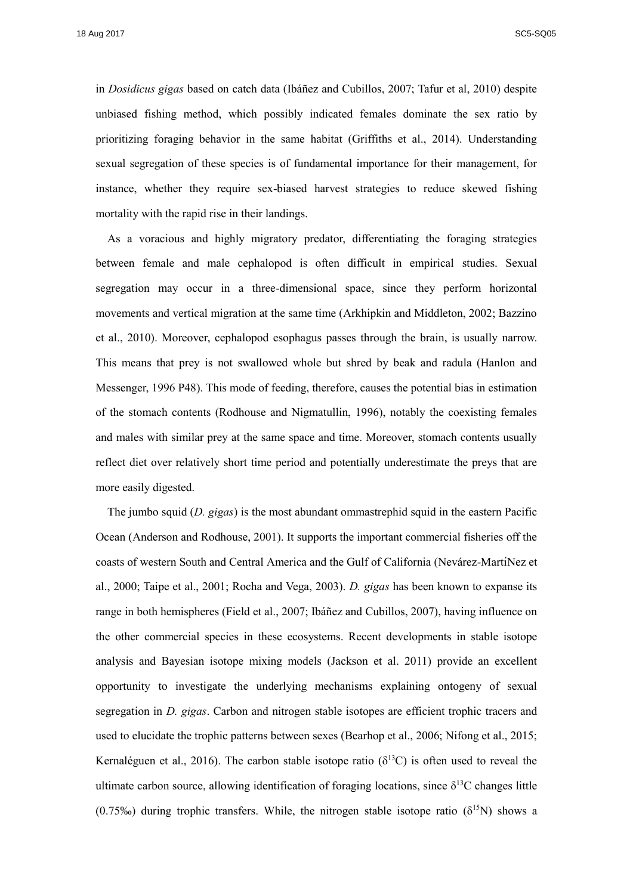in *Dosidicus gigas* based on catch data (Ibáñez and Cubillos, 2007; Tafur et al, 2010) despite unbiased fishing method, which possibly indicated females dominate the sex ratio by prioritizing foraging behavior in the same habitat (Griffiths et al., 2014). Understanding sexual segregation of these species is of fundamental importance for their management, for instance, whether they require sex-biased harvest strategies to reduce skewed fishing mortality with the rapid rise in their landings.

As a voracious and highly migratory predator, differentiating the foraging strategies between female and male cephalopod is often difficult in empirical studies. Sexual segregation may occur in a three-dimensional space, since they perform horizontal movements and vertical migration at the same time (Arkhipkin and Middleton, 2002; Bazzino et al., 2010). Moreover, cephalopod esophagus passes through the brain, is usually narrow. This means that prey is not swallowed whole but shred by beak and radula (Hanlon and Messenger, 1996 P48). This mode of feeding, therefore, causes the potential bias in estimation of the stomach contents (Rodhouse and Nigmatullin, 1996), notably the coexisting females and males with similar prey at the same space and time. Moreover, stomach contents usually reflect diet over relatively short time period and potentially underestimate the preys that are more easily digested.

The jumbo squid (*D. gigas*) is the most abundant ommastrephid squid in the eastern Pacific Ocean (Anderson and Rodhouse, 2001). It supports the important commercial fisheries off the coasts of western South and Central America and the Gulf of California (Nevárez-MartíNez et al., 2000; Taipe et al., 2001; Rocha and Vega, 2003). *D. gigas* has been known to expanse its range in both hemispheres (Field et al., 2007; Ibáñez and Cubillos, 2007), having influence on the other commercial species in these ecosystems. Recent developments in stable isotope analysis and Bayesian isotope mixing models (Jackson et al. 2011) provide an excellent opportunity to investigate the underlying mechanisms explaining ontogeny of sexual segregation in *D. gigas*. Carbon and nitrogen stable isotopes are efficient trophic tracers and used to elucidate the trophic patterns between sexes (Bearhop et al., 2006; Nifong et al., 2015; Kernaléguen et al., 2016). The carbon stable isotope ratio ($\delta^{13}C$) is often used to reveal the ultimate carbon source, allowing identification of foraging locations, since $\delta^{13}C$ changes little (0.75‰) during trophic transfers. While, the nitrogen stable isotope ratio ($\delta^{15}N$) shows a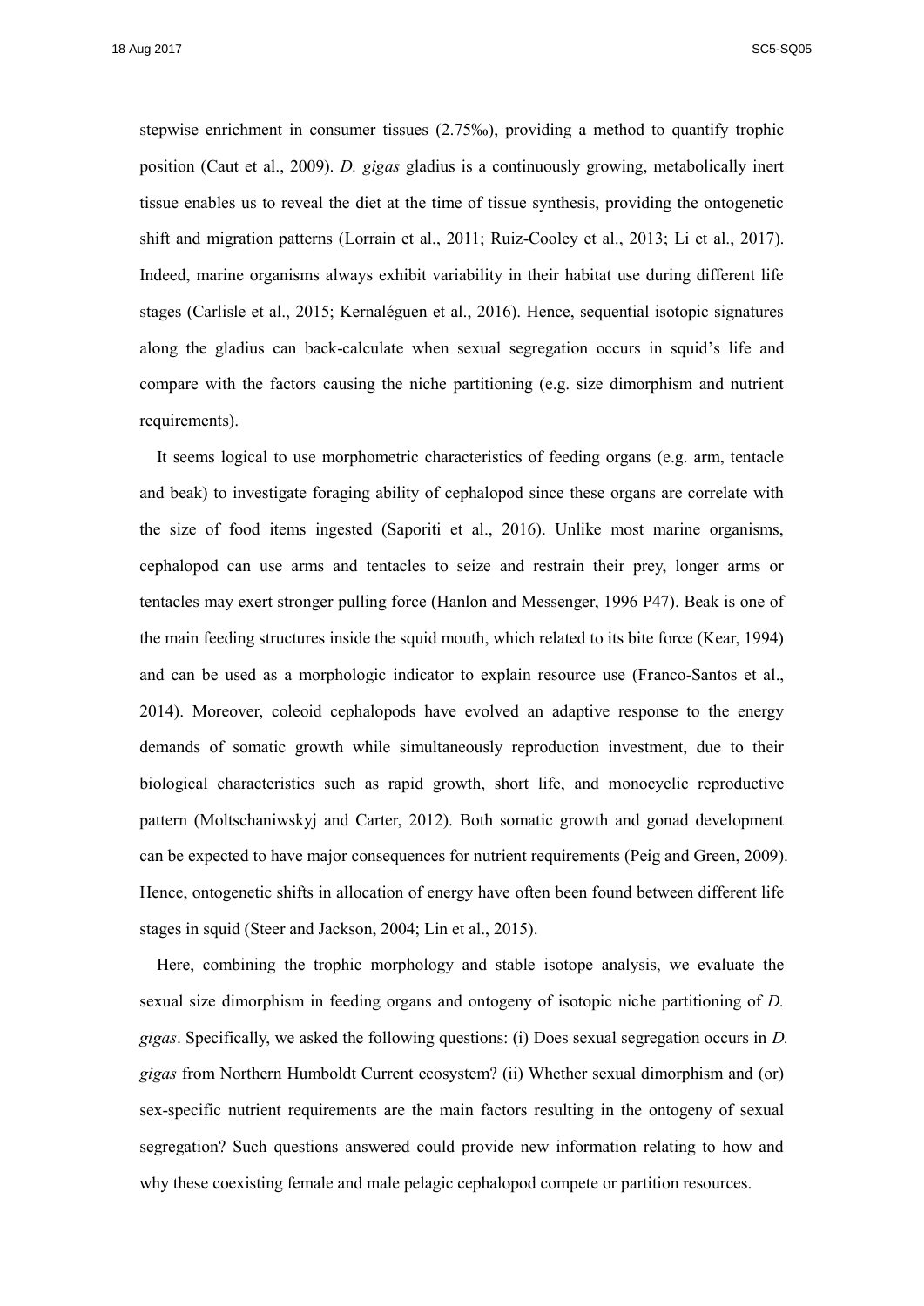stepwise enrichment in consumer tissues (2.75‰), providing a method to quantify trophic position (Caut et al., 2009). *D. gigas* gladius is a continuously growing, metabolically inert tissue enables us to reveal the diet at the time of tissue synthesis, providing the ontogenetic shift and migration patterns (Lorrain et al., 2011; Ruiz-Cooley et al., 2013; Li et al., 2017). Indeed, marine organisms always exhibit variability in their habitat use during different life stages (Carlisle et al., 2015; Kernaléguen et al., 2016). Hence, sequential isotopic signatures along the gladius can back-calculate when sexual segregation occurs in squid's life and compare with the factors causing the niche partitioning (e.g. size dimorphism and nutrient requirements).

It seems logical to use morphometric characteristics of feeding organs (e.g. arm, tentacle and beak) to investigate foraging ability of cephalopod since these organs are correlate with the size of food items ingested (Saporiti et al., 2016). Unlike most marine organisms, cephalopod can use arms and tentacles to seize and restrain their prey, longer arms or tentacles may exert stronger pulling force (Hanlon and Messenger, 1996 P47). Beak is one of the main feeding structures inside the squid mouth, which related to its bite force (Kear, 1994) and can be used as a morphologic indicator to explain resource use (Franco-Santos et al., 2014). Moreover, coleoid cephalopods have evolved an adaptive response to the energy demands of somatic growth while simultaneously reproduction investment, due to their biological characteristics such as rapid growth, short life, and monocyclic reproductive pattern (Moltschaniwskyj and Carter, 2012). Both somatic growth and gonad development can be expected to have major consequences for nutrient requirements (Peig and Green, 2009). Hence, ontogenetic shifts in allocation of energy have often been found between different life stages in squid (Steer and Jackson, 2004; Lin et al., 2015).

Here, combining the trophic morphology and stable isotope analysis, we evaluate the sexual size dimorphism in feeding organs and ontogeny of isotopic niche partitioning of *D. gigas*. Specifically, we asked the following questions: (i) Does sexual segregation occurs in *D. gigas* from Northern Humboldt Current ecosystem? (ii) Whether sexual dimorphism and (or) sex-specific nutrient requirements are the main factors resulting in the ontogeny of sexual segregation? Such questions answered could provide new information relating to how and why these coexisting female and male pelagic cephalopod compete or partition resources.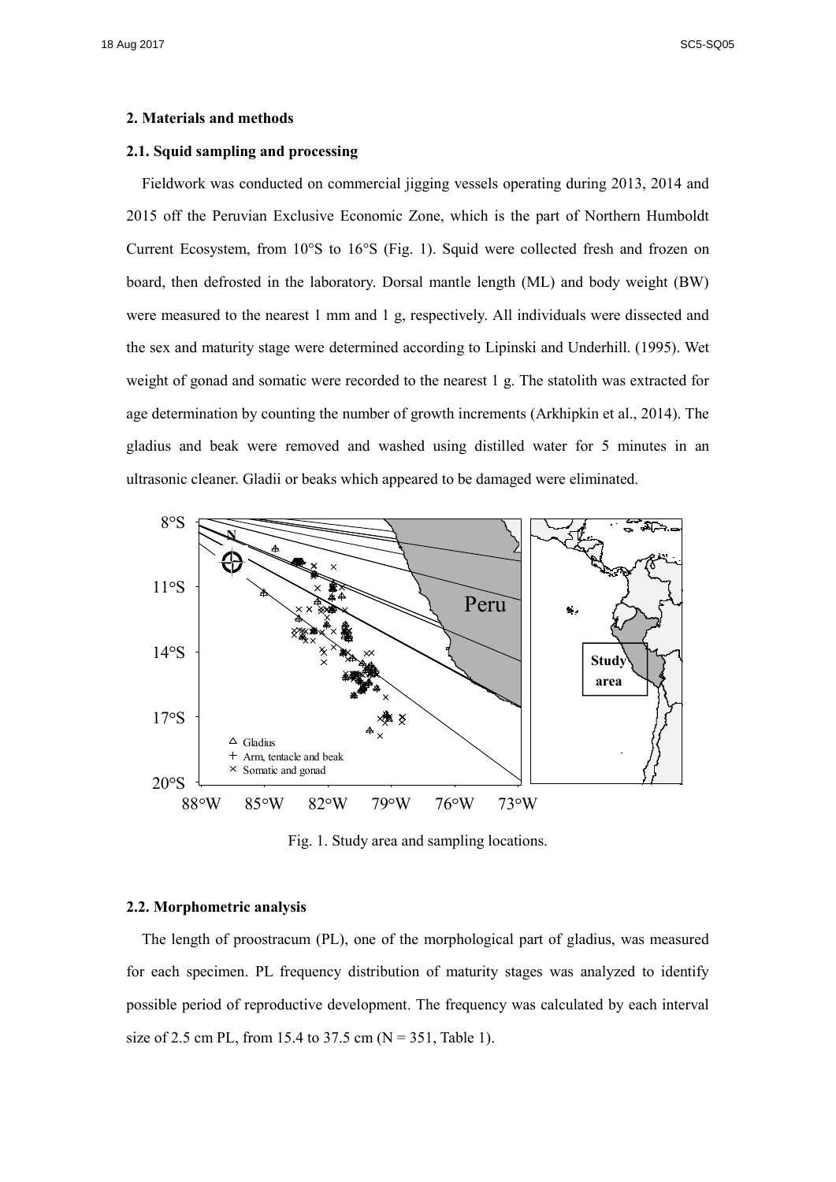## 2. Materials and methods

### 2.1. Squid sampling and processing

Fieldwork was conducted on commercial jigging vessels operating during 2013, 2014 and 2015 off the Peruvian Exclusive Economic Zone, which is the part of Northern Humboldt Current Ecosystem, from 10°S to 16°S (Fig. 1). Squid were collected fresh and frozen on board, then defrosted in the laboratory. Dorsal mantle length (ML) and body weight (BW) were measured to the nearest 1 mm and 1 g, respectively. All individuals were dissected and the sex and maturity stage were determined according to Lipinski and Underhill. (1995). Wet weight of gonad and somatic were recorded to the nearest 1 g. The statolith was extracted for age determination by counting the number of growth increments (Arkhipkin et al., 2014). The gladius and beak were removed and washed using distilled water for 5 minutes in an ultrasonic cleaner. Gladii or beaks which appeared to be damaged were eliminated.

Fig. 1. Study area and sampling locations.

### 2.2. Morphometric analysis

The length of proostracum (PL), one of the morphological part of gladius, was measured for each specimen. PL frequency distribution of maturity stages was analyzed to identify possible period of reproductive development. The frequency was calculated by each interval size of 2.5 cm PL, from 15.4 to 37.5 cm (N = 351, Table 1).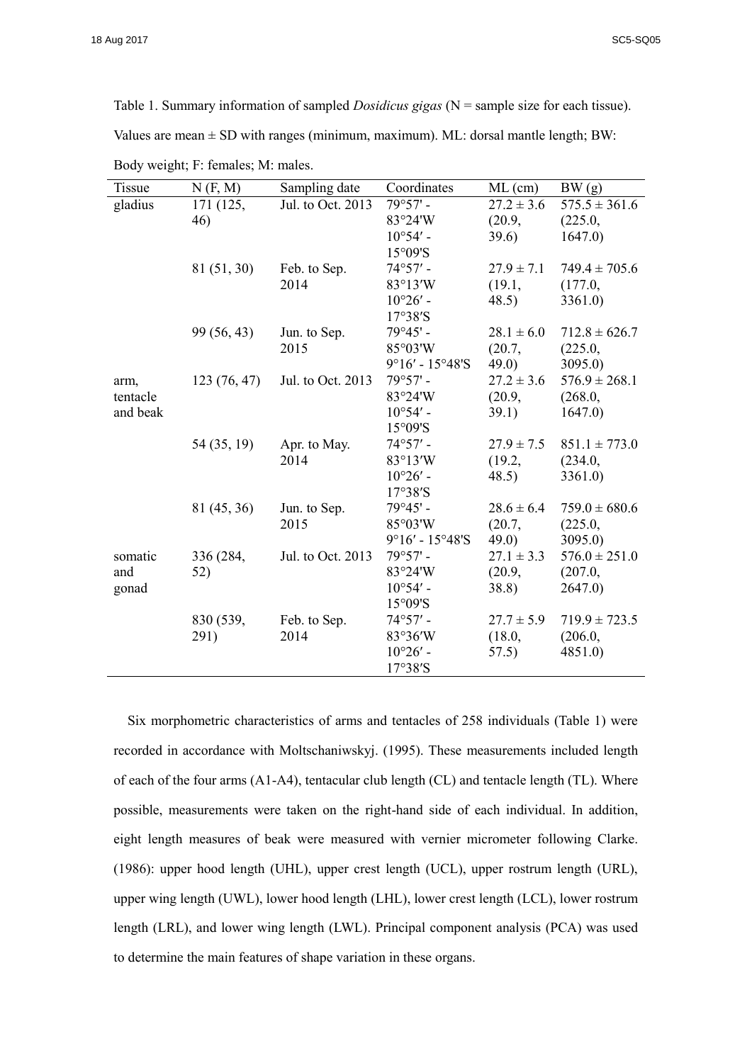Table 1. Summary information of sampled *Dosidicus gigas* (N = sample size for each tissue). Values are mean ± SD with ranges (minimum, maximum). ML: dorsal mantle length; BW: Body weight; F: females; M: males.

| Tissue | N (F, M) | Sampling date | Coordinates | ML (cm) | BW (g) |
|---|---|---|---|---|---|
| gladius | 171 (125, 46) | Jul. to Oct. 2013 | 79°57' - 83°24'W 10°54′ - 15°09'S | 27.2 ± 3.6 (20.9, 39.6) | 575.5 ± 361.6 (225.0, 1647.0) |
| | 81 (51, 30) | Feb. to Sep. 2014 | 74°57′ - 83°13′W 10°26′ - 17°38′S | 27.9 ± 7.1 (19.1, 48.5) | 749.4 ± 705.6 (177.0, 3361.0) |
| | 99 (56, 43) | Jun. to Sep. 2015 | 79°45' - 85°03'W 9°16′ - 15°48'S | 28.1 ± 6.0 (20.7, 49.0) | 712.8 ± 626.7 (225.0, 3095.0) |
| arm, tentacle and beak | 123 (76, 47) | Jul. to Oct. 2013 | 79°57' - 83°24'W 10°54′ - 15°09'S | 27.2 ± 3.6 (20.9, 39.1) | 576.9 ± 268.1 (268.0, 1647.0) |
| | 54 (35, 19) | Apr. to May. 2014 | 74°57′ - 83°13′W 10°26′ - 17°38′S | 27.9 ± 7.5 (19.2, 48.5) | 851.1 ± 773.0 (234.0, 3361.0) |
| | 81 (45, 36) | Jun. to Sep. 2015 | 79°45' - 85°03'W 9°16′ - 15°48'S | 28.6 ± 6.4 (20.7, 49.0) | 759.0 ± 680.6 (225.0, 3095.0) |
| somatic and gonad | 336 (284, 52) | Jul. to Oct. 2013 | 79°57' - 83°24'W 10°54′ - 15°09'S | 27.1 ± 3.3 (20.9, 38.8) | 576.0 ± 251.0 (207.0, 2647.0) |
| | 830 (539, 291) | Feb. to Sep. 2014 | 74°57′ - 83°36′W 10°26′ - 17°38′S | 27.7 ± 5.9 (18.0, 57.5) | 719.9 ± 723.5 (206.0, 4851.0) |

Six morphometric characteristics of arms and tentacles of 258 individuals (Table 1) were recorded in accordance with Moltschaniwskyj. (1995). These measurements included length of each of the four arms (A1-A4), tentacular club length (CL) and tentacle length (TL). Where possible, measurements were taken on the right-hand side of each individual. In addition, eight length measures of beak were measured with vernier micrometer following Clarke. (1986): upper hood length (UHL), upper crest length (UCL), upper rostrum length (URL), upper wing length (UWL), lower hood length (LHL), lower crest length (LCL), lower rostrum length (LRL), and lower wing length (LWL). Principal component analysis (PCA) was used to determine the main features of shape variation in these organs.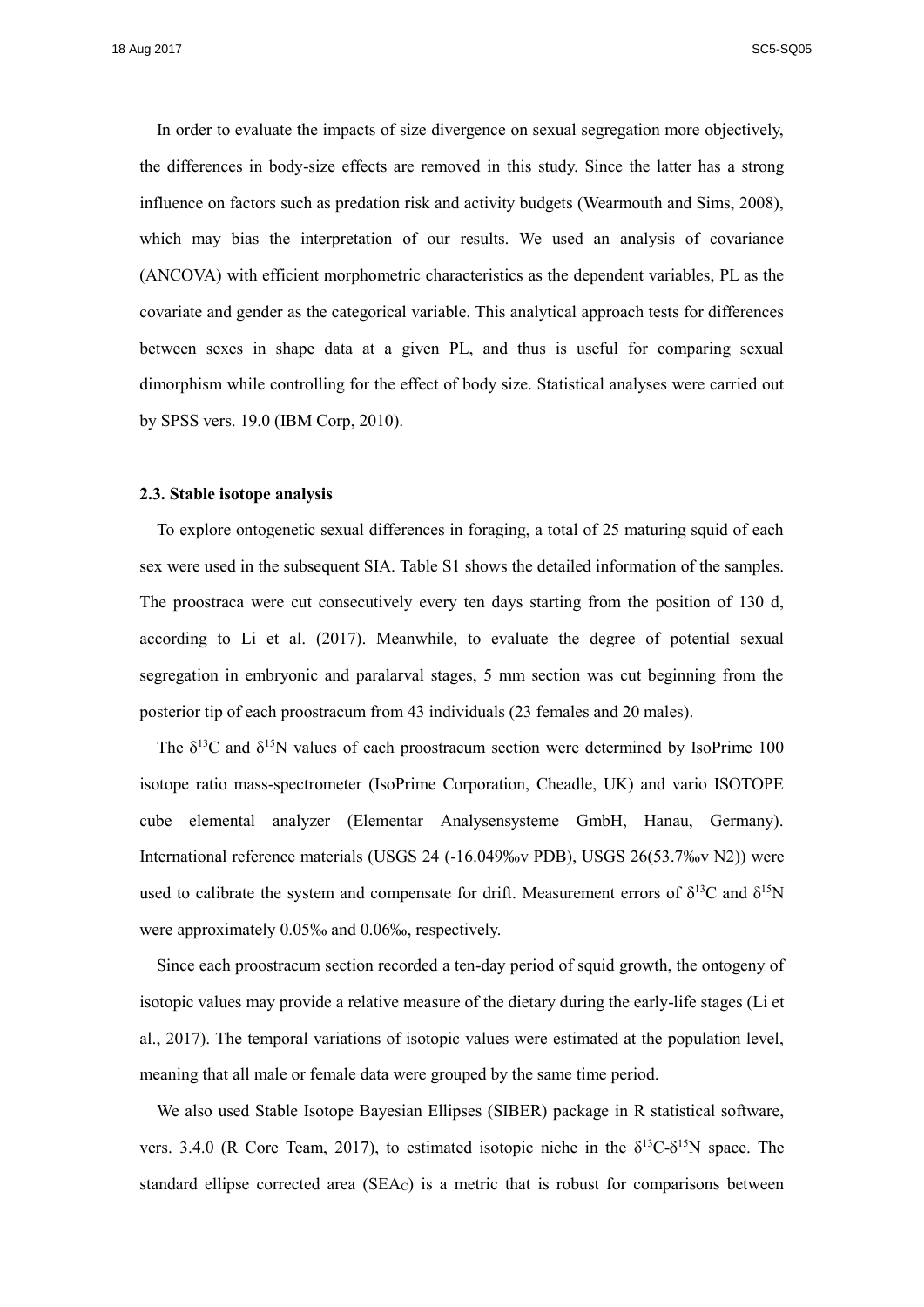In order to evaluate the impacts of size divergence on sexual segregation more objectively, the differences in body-size effects are removed in this study. Since the latter has a strong influence on factors such as predation risk and activity budgets (Wearmouth and Sims, 2008), which may bias the interpretation of our results. We used an analysis of covariance (ANCOVA) with efficient morphometric characteristics as the dependent variables, PL as the covariate and gender as the categorical variable. This analytical approach tests for differences between sexes in shape data at a given PL, and thus is useful for comparing sexual dimorphism while controlling for the effect of body size. Statistical analyses were carried out by SPSS vers. 19.0 (IBM Corp, 2010).

### 2.3. Stable isotope analysis

To explore ontogenetic sexual differences in foraging, a total of 25 maturing squid of each sex were used in the subsequent SIA. Table S1 shows the detailed information of the samples. The proostraca were cut consecutively every ten days starting from the position of 130 d, according to Li et al. (2017). Meanwhile, to evaluate the degree of potential sexual segregation in embryonic and paralarval stages, 5 mm section was cut beginning from the posterior tip of each proostracum from 43 individuals (23 females and 20 males).

The $\delta^{13}C$ and $\delta^{15}N$ values of each proostracum section were determined by IsoPrime 100 isotope ratio mass-spectrometer (IsoPrime Corporation, Cheadle, UK) and vario ISOTOPE cube elemental analyzer (Elementar Analysensysteme GmbH, Hanau, Germany). International reference materials (USGS 24 (-16.049‰v PDB), USGS 26(53.7‰v N2)) were used to calibrate the system and compensate for drift. Measurement errors of $\delta^{13}C$ and $\delta^{15}N$ were approximately 0.05‰ and 0.06‰, respectively.

Since each proostracum section recorded a ten-day period of squid growth, the ontogeny of isotopic values may provide a relative measure of the dietary during the early-life stages (Li et al., 2017). The temporal variations of isotopic values were estimated at the population level, meaning that all male or female data were grouped by the same time period.

We also used Stable Isotope Bayesian Ellipses (SIBER) package in R statistical software, vers. 3.4.0 (R Core Team, 2017), to estimated isotopic niche in the $\delta^{13}C$-$\delta^{15}N$ space. The standard ellipse corrected area ($SEA_C$) is a metric that is robust for comparisons between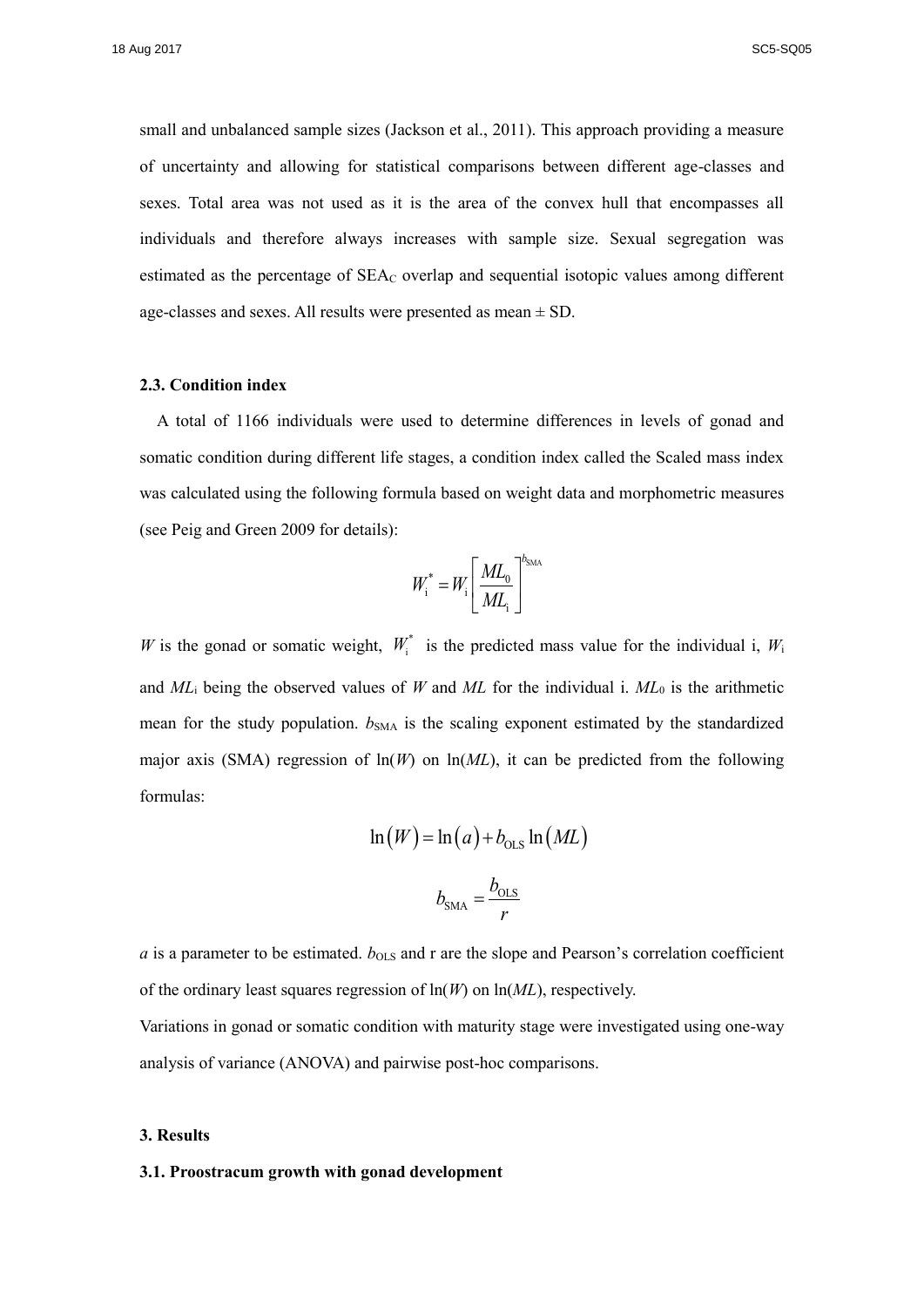small and unbalanced sample sizes (Jackson et al., 2011). This approach providing a measure of uncertainty and allowing for statistical comparisons between different age-classes and sexes. Total area was not used as it is the area of the convex hull that encompasses all individuals and therefore always increases with sample size. Sexual segregation was estimated as the percentage of $SEA_C$ overlap and sequential isotopic values among different age-classes and sexes. All results were presented as mean ± SD.

### 2.3. Condition index

A total of 1166 individuals were used to determine differences in levels of gonad and somatic condition during different life stages, a condition index called the Scaled mass index was calculated using the following formula based on weight data and morphometric measures (see Peig and Green 2009 for details):

$$W_i^* = W_i \left[ \frac{ML_0}{ML_i} \right]^{b_{SMA}}$$

*W* is the gonad or somatic weight, $W_i^*$ is the predicted mass value for the individual i, $W_i$ and $ML_i$ being the observed values of *W* and *ML* for the individual i. $ML_0$ is the arithmetic mean for the study population. $b_{SMA}$ is the scaling exponent estimated by the standardized major axis (SMA) regression of ln(*W*) on ln(*ML*), it can be predicted from the following formulas:

$$\ln(W) = \ln(a) + b_{OLS} \ln(ML)$$

$$b_{SMA} = \frac{b_{OLS}}{r}$$

*a* is a parameter to be estimated. $b_{OLS}$ and r are the slope and Pearson's correlation coefficient of the ordinary least squares regression of ln(*W*) on ln(*ML*), respectively.

Variations in gonad or somatic condition with maturity stage were investigated using one-way analysis of variance (ANOVA) and pairwise post-hoc comparisons.

## 3. Results

### 3.1. Proostracum growth with gonad development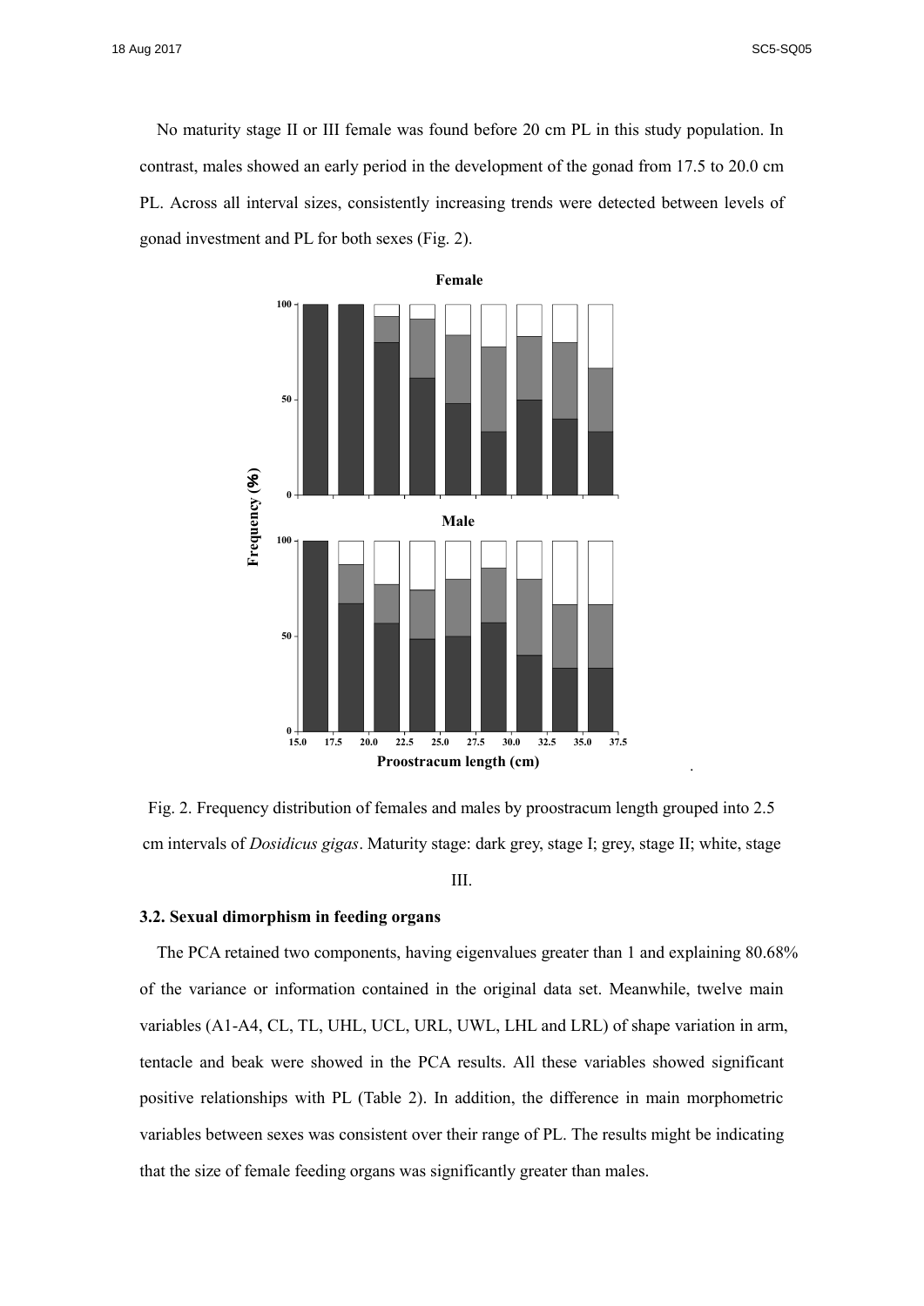No maturity stage II or III female was found before 20 cm PL in this study population. In contrast, males showed an early period in the development of the gonad from 17.5 to 20.0 cm PL. Across all interval sizes, consistently increasing trends were detected between levels of gonad investment and PL for both sexes (Fig. 2).

Fig. 2. Frequency distribution of females and males by proostracum length grouped into 2.5 cm intervals of *Dosidicus gigas*. Maturity stage: dark grey, stage I; grey, stage II; white, stage III.

### 3.2. Sexual dimorphism in feeding organs

The PCA retained two components, having eigenvalues greater than 1 and explaining 80.68% of the variance or information contained in the original data set. Meanwhile, twelve main variables (A1-A4, CL, TL, UHL, UCL, URL, UWL, LHL and LRL) of shape variation in arm, tentacle and beak were showed in the PCA results. All these variables showed significant positive relationships with PL (Table 2). In addition, the difference in main morphometric variables between sexes was consistent over their range of PL. The results might be indicating that the size of female feeding organs was significantly greater than males.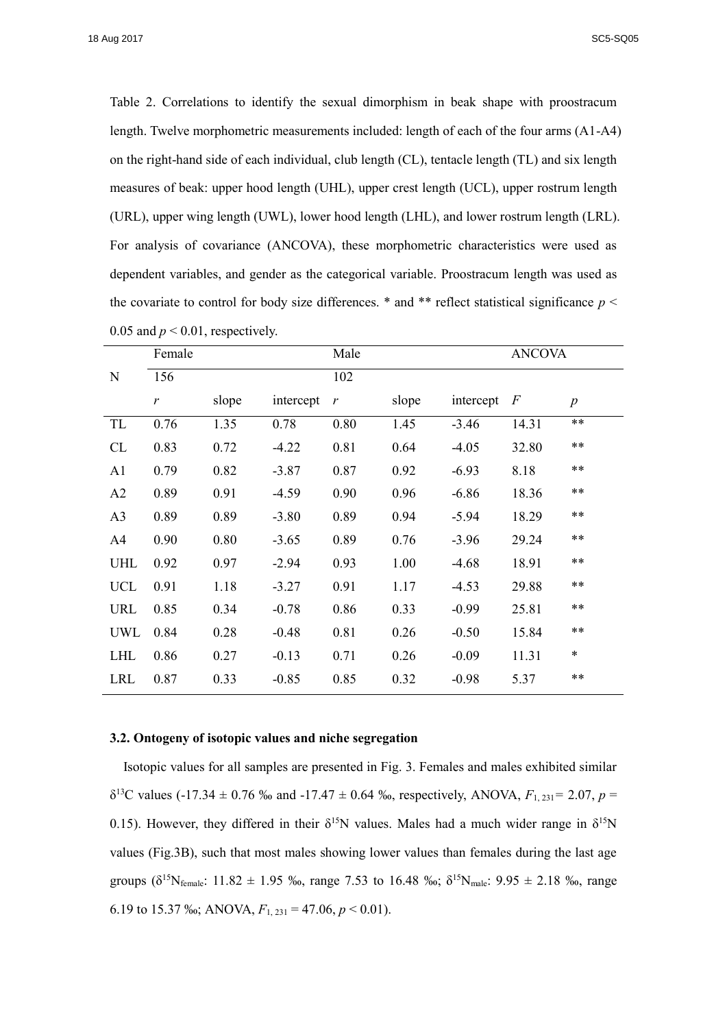Table 2. Correlations to identify the sexual dimorphism in beak shape with proostracum length. Twelve morphometric measurements included: length of each of the four arms (A1-A4) on the right-hand side of each individual, club length (CL), tentacle length (TL) and six length measures of beak: upper hood length (UHL), upper crest length (UCL), upper rostrum length (URL), upper wing length (UWL), lower hood length (LHL), and lower rostrum length (LRL). For analysis of covariance (ANCOVA), these morphometric characteristics were used as dependent variables, and gender as the categorical variable. Proostracum length was used as the covariate to control for body size differences. * and ** reflect statistical significance $p < 0.05$ and $p < 0.01$, respectively.

| | Female | | | Male | | | ANCOVA | |
|---|---|---|---|---|---|---|---|---|
| N | 156 | | | 102 | | | | |
| | *r* | slope | intercept | *r* | slope | intercept | *F* | *p* |
| TL | 0.76 | 1.35 | 0.78 | 0.80 | 1.45 | -3.46 | 14.31 | ** |
| CL | 0.83 | 0.72 | -4.22 | 0.81 | 0.64 | -4.05 | 32.80 | ** |
| A1 | 0.79 | 0.82 | -3.87 | 0.87 | 0.92 | -6.93 | 8.18 | ** |
| A2 | 0.89 | 0.91 | -4.59 | 0.90 | 0.96 | -6.86 | 18.36 | ** |
| A3 | 0.89 | 0.89 | -3.80 | 0.89 | 0.94 | -5.94 | 18.29 | ** |
| A4 | 0.90 | 0.80 | -3.65 | 0.89 | 0.76 | -3.96 | 29.24 | ** |
| UHL | 0.92 | 0.97 | -2.94 | 0.93 | 1.00 | -4.68 | 18.91 | ** |
| UCL | 0.91 | 1.18 | -3.27 | 0.91 | 1.17 | -4.53 | 29.88 | ** |
| URL | 0.85 | 0.34 | -0.78 | 0.86 | 0.33 | -0.99 | 25.81 | ** |
| UWL | 0.84 | 0.28 | -0.48 | 0.81 | 0.26 | -0.50 | 15.84 | ** |
| LHL | 0.86 | 0.27 | -0.13 | 0.71 | 0.26 | -0.09 | 11.31 | * |
| LRL | 0.87 | 0.33 | -0.85 | 0.85 | 0.32 | -0.98 | 5.37 | ** |

### 3.2. Ontogeny of isotopic values and niche segregation

Isotopic values for all samples are presented in Fig. 3. Females and males exhibited similar $\delta^{13}C$ values (-17.34 ± 0.76 ‰ and -17.47 ± 0.64 ‰, respectively, ANOVA, $F_{1, 231} = 2.07$, $p = 0.15$). However, they differed in their $\delta^{15}N$ values. Males had a much wider range in $\delta^{15}N$ values (Fig.3B), such that most males showing lower values than females during the last age groups ($\delta^{15}N_{female}$: 11.82 ± 1.95 ‰, range 7.53 to 16.48 ‰; $\delta^{15}N_{male}$: 9.95 ± 2.18 ‰, range 6.19 to 15.37 ‰; ANOVA, $F_{1, 231} = 47.06$, $p < 0.01$).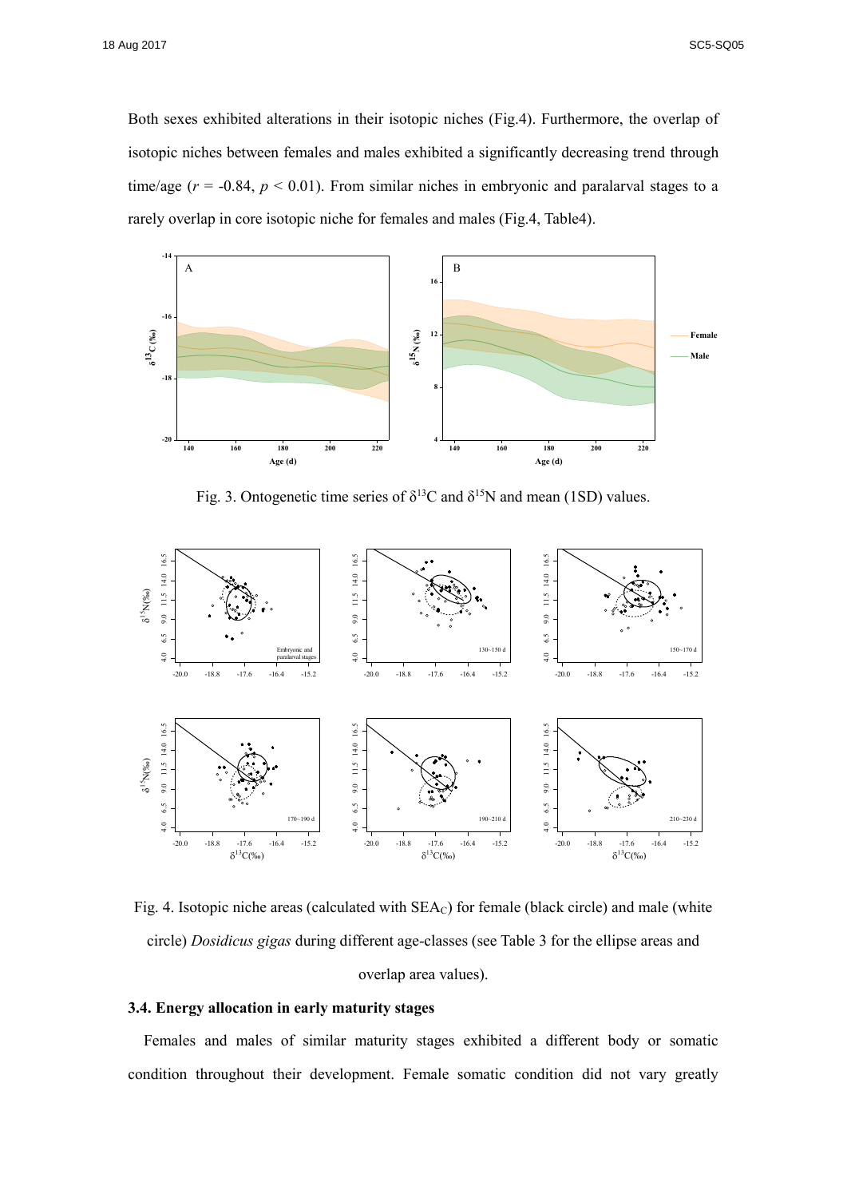Both sexes exhibited alterations in their isotopic niches (Fig.4). Furthermore, the overlap of isotopic niches between females and males exhibited a significantly decreasing trend through time/age ($r$ = -0.84, $p$ < 0.01). From similar niches in embryonic and paralarval stages to a rarely overlap in core isotopic niche for females and males (Fig.4, Table4).

Fig. 3. Ontogenetic time series of $\delta^{13}C$ and $\delta^{15}N$ and mean (1SD) values.

Fig. 4. Isotopic niche areas (calculated with $SEA_C$) for female (black circle) and male (white circle) *Dosidicus gigas* during different age-classes (see Table 3 for the ellipse areas and overlap area values).

### 3.4. Energy allocation in early maturity stages

Females and males of similar maturity stages exhibited a different body or somatic condition throughout their development. Female somatic condition did not vary greatly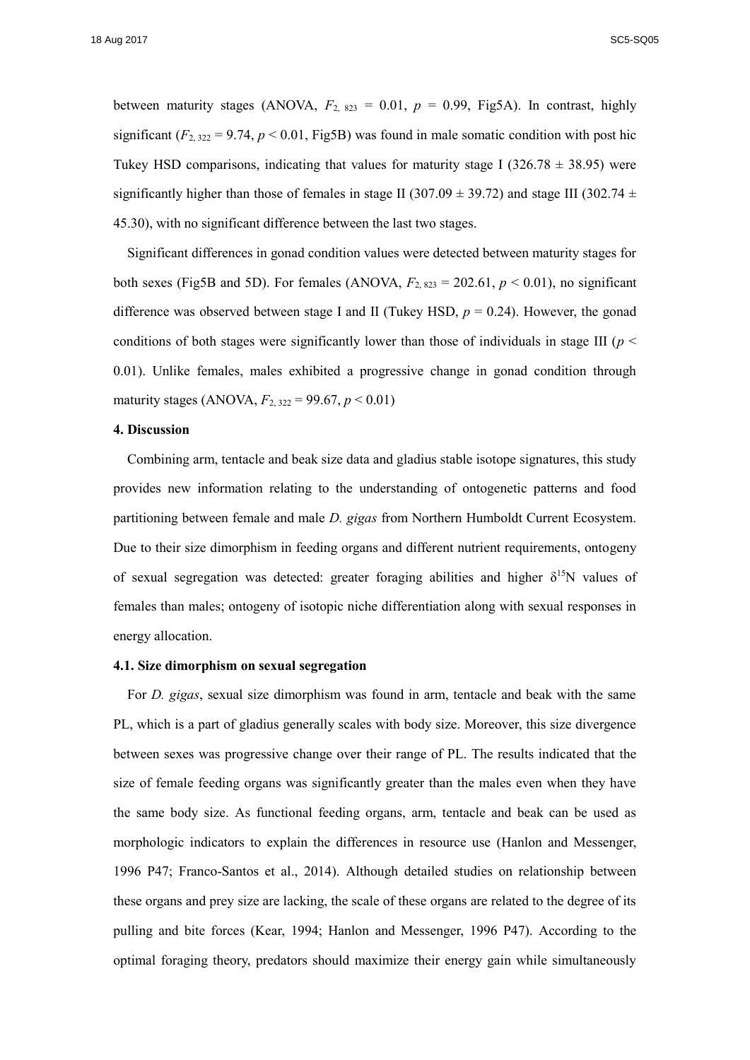between maturity stages (ANOVA, $F_{2,\ 823}$ = 0.01, $p$ = 0.99, Fig5A). In contrast, highly significant ($F_{2,\ 322}$ = 9.74, $p < 0.01$, Fig5B) was found in male somatic condition with post hic Tukey HSD comparisons, indicating that values for maturity stage I (326.78 ± 38.95) were significantly higher than those of females in stage II (307.09 ± 39.72) and stage III (302.74 ± 45.30), with no significant difference between the last two stages.

Significant differences in gonad condition values were detected between maturity stages for both sexes (Fig5B and 5D). For females (ANOVA, $F_{2,\ 823}$ = 202.61, $p < 0.01$), no significant difference was observed between stage I and II (Tukey HSD, $p$ = 0.24). However, the gonad conditions of both stages were significantly lower than those of individuals in stage III ($p$ < 0.01). Unlike females, males exhibited a progressive change in gonad condition through maturity stages (ANOVA, $F_{2,\ 322}$ = 99.67, $p < 0.01$)

**4. Discussion**

Combining arm, tentacle and beak size data and gladius stable isotope signatures, this study provides new information relating to the understanding of ontogenetic patterns and food partitioning between female and male *D. gigas* from Northern Humboldt Current Ecosystem. Due to their size dimorphism in feeding organs and different nutrient requirements, ontogeny of sexual segregation was detected: greater foraging abilities and higher $\delta^{15}N$ values of females than males; ontogeny of isotopic niche differentiation along with sexual responses in energy allocation.

**4.1. Size dimorphism on sexual segregation**

For *D. gigas*, sexual size dimorphism was found in arm, tentacle and beak with the same PL, which is a part of gladius generally scales with body size. Moreover, this size divergence between sexes was progressive change over their range of PL. The results indicated that the size of female feeding organs was significantly greater than the males even when they have the same body size. As functional feeding organs, arm, tentacle and beak can be used as morphologic indicators to explain the differences in resource use (Hanlon and Messenger, 1996 P47; Franco-Santos et al., 2014). Although detailed studies on relationship between these organs and prey size are lacking, the scale of these organs are related to the degree of its pulling and bite forces (Kear, 1994; Hanlon and Messenger, 1996 P47). According to the optimal foraging theory, predators should maximize their energy gain while simultaneously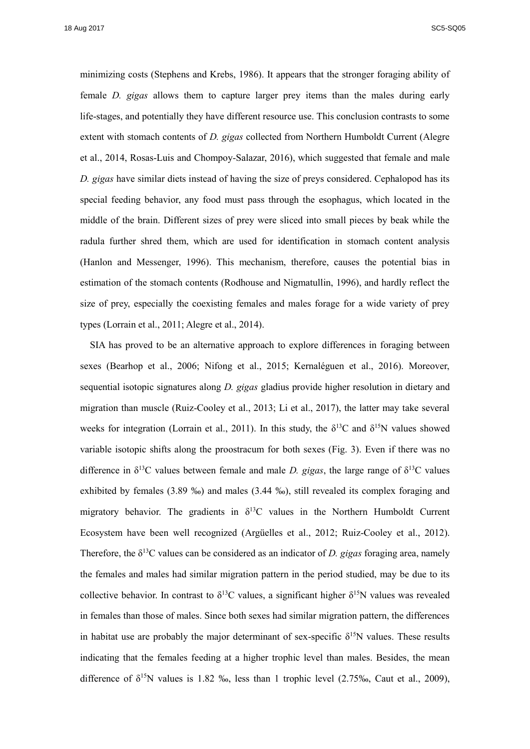minimizing costs (Stephens and Krebs, 1986). It appears that the stronger foraging ability of female *D. gigas* allows them to capture larger prey items than the males during early life-stages, and potentially they have different resource use. This conclusion contrasts to some extent with stomach contents of *D. gigas* collected from Northern Humboldt Current (Alegre et al., 2014, Rosas-Luis and Chompoy-Salazar, 2016), which suggested that female and male *D. gigas* have similar diets instead of having the size of preys considered. Cephalopod has its special feeding behavior, any food must pass through the esophagus, which located in the middle of the brain. Different sizes of prey were sliced into small pieces by beak while the radula further shred them, which are used for identification in stomach content analysis (Hanlon and Messenger, 1996). This mechanism, therefore, causes the potential bias in estimation of the stomach contents (Rodhouse and Nigmatullin, 1996), and hardly reflect the size of prey, especially the coexisting females and males forage for a wide variety of prey types (Lorrain et al., 2011; Alegre et al., 2014).

SIA has proved to be an alternative approach to explore differences in foraging between sexes (Bearhop et al., 2006; Nifong et al., 2015; Kernaléguen et al., 2016). Moreover, sequential isotopic signatures along *D. gigas* gladius provide higher resolution in dietary and migration than muscle (Ruiz-Cooley et al., 2013; Li et al., 2017), the latter may take several weeks for integration (Lorrain et al., 2011). In this study, the $\delta^{13}C$ and $\delta^{15}N$ values showed variable isotopic shifts along the proostracum for both sexes (Fig. 3). Even if there was no difference in $\delta^{13}C$ values between female and male *D. gigas*, the large range of $\delta^{13}C$ values exhibited by females (3.89 ‰) and males (3.44 ‰), still revealed its complex foraging and migratory behavior. The gradients in $\delta^{13}C$ values in the Northern Humboldt Current Ecosystem have been well recognized (Argüelles et al., 2012; Ruiz-Cooley et al., 2012). Therefore, the $\delta^{13}C$ values can be considered as an indicator of *D. gigas* foraging area, namely the females and males had similar migration pattern in the period studied, may be due to its collective behavior. In contrast to $\delta^{13}C$ values, a significant higher $\delta^{15}N$ values was revealed in females than those of males. Since both sexes had similar migration pattern, the differences in habitat use are probably the major determinant of sex-specific $\delta^{15}N$ values. These results indicating that the females feeding at a higher trophic level than males. Besides, the mean difference of $\delta^{15}N$ values is 1.82 ‰, less than 1 trophic level (2.75‰, Caut et al., 2009),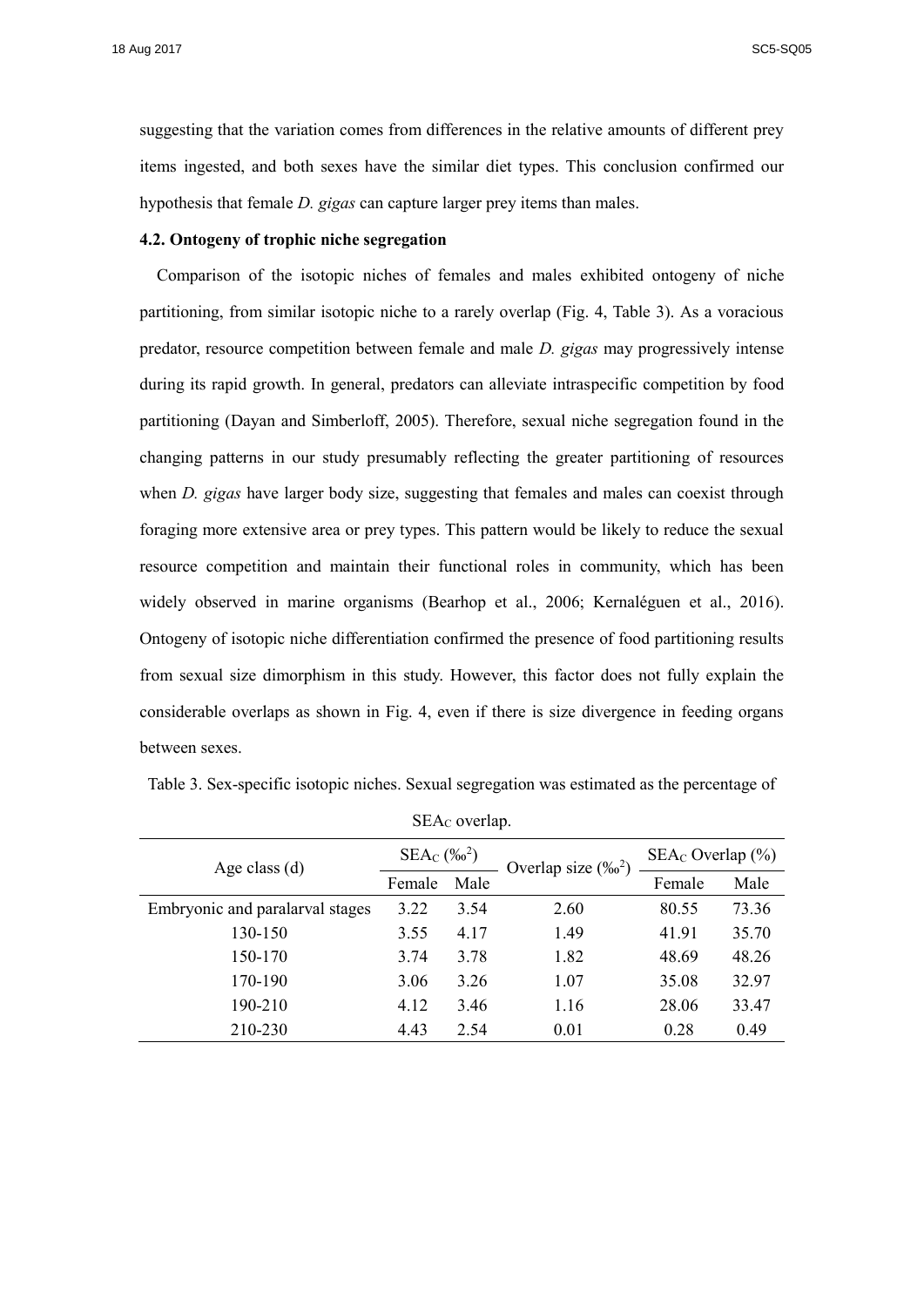suggesting that the variation comes from differences in the relative amounts of different prey items ingested, and both sexes have the similar diet types. This conclusion confirmed our hypothesis that female *D. gigas* can capture larger prey items than males.

### 4.2. Ontogeny of trophic niche segregation

Comparison of the isotopic niches of females and males exhibited ontogeny of niche partitioning, from similar isotopic niche to a rarely overlap (Fig. 4, Table 3). As a voracious predator, resource competition between female and male *D. gigas* may progressively intense during its rapid growth. In general, predators can alleviate intraspecific competition by food partitioning (Dayan and Simberloff, 2005). Therefore, sexual niche segregation found in the changing patterns in our study presumably reflecting the greater partitioning of resources when *D. gigas* have larger body size, suggesting that females and males can coexist through foraging more extensive area or prey types. This pattern would be likely to reduce the sexual resource competition and maintain their functional roles in community, which has been widely observed in marine organisms (Bearhop et al., 2006; Kernaléguen et al., 2016). Ontogeny of isotopic niche differentiation confirmed the presence of food partitioning results from sexual size dimorphism in this study. However, this factor does not fully explain the considerable overlaps as shown in Fig. 4, even if there is size divergence in feeding organs between sexes.

Table 3. Sex-specific isotopic niches. Sexual segregation was estimated as the percentage of $SEA_C$ overlap.

| Age class (d) | $SEA_C$ (‰$^2$) | | Overlap size (‰$^2$) | $SEA_C$ Overlap (%) | |
|---|---|---|---|---|---|
| | Female | Male | | Female | Male |
| Embryonic and paralarval stages | 3.22 | 3.54 | 2.60 | 80.55 | 73.36 |
| 130-150 | 3.55 | 4.17 | 1.49 | 41.91 | 35.70 |
| 150-170 | 3.74 | 3.78 | 1.82 | 48.69 | 48.26 |
| 170-190 | 3.06 | 3.26 | 1.07 | 35.08 | 32.97 |
| 190-210 | 4.12 | 3.46 | 1.16 | 28.06 | 33.47 |
| 210-230 | 4.43 | 2.54 | 0.01 | 0.28 | 0.49 |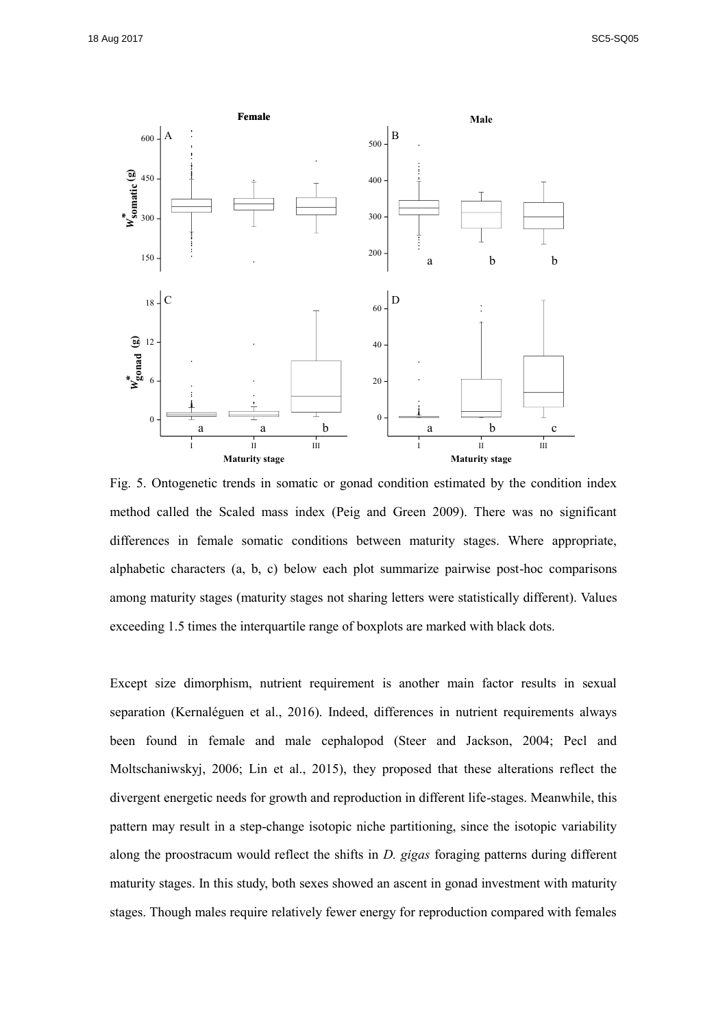Fig. 5. Ontogenetic trends in somatic or gonad condition estimated by the condition index method called the Scaled mass index (Peig and Green 2009). There was no significant differences in female somatic conditions between maturity stages. Where appropriate, alphabetic characters (a, b, c) below each plot summarize pairwise post-hoc comparisons among maturity stages (maturity stages not sharing letters were statistically different). Values exceeding 1.5 times the interquartile range of boxplots are marked with black dots.

Except size dimorphism, nutrient requirement is another main factor results in sexual separation (Kernaléguen et al., 2016). Indeed, differences in nutrient requirements always been found in female and male cephalopod (Steer and Jackson, 2004; Pecl and Moltschaniwskyj, 2006; Lin et al., 2015), they proposed that these alterations reflect the divergent energetic needs for growth and reproduction in different life-stages. Meanwhile, this pattern may result in a step-change isotopic niche partitioning, since the isotopic variability along the proostracum would reflect the shifts in *D. gigas* foraging patterns during different maturity stages. In this study, both sexes showed an ascent in gonad investment with maturity stages. Though males require relatively fewer energy for reproduction compared with females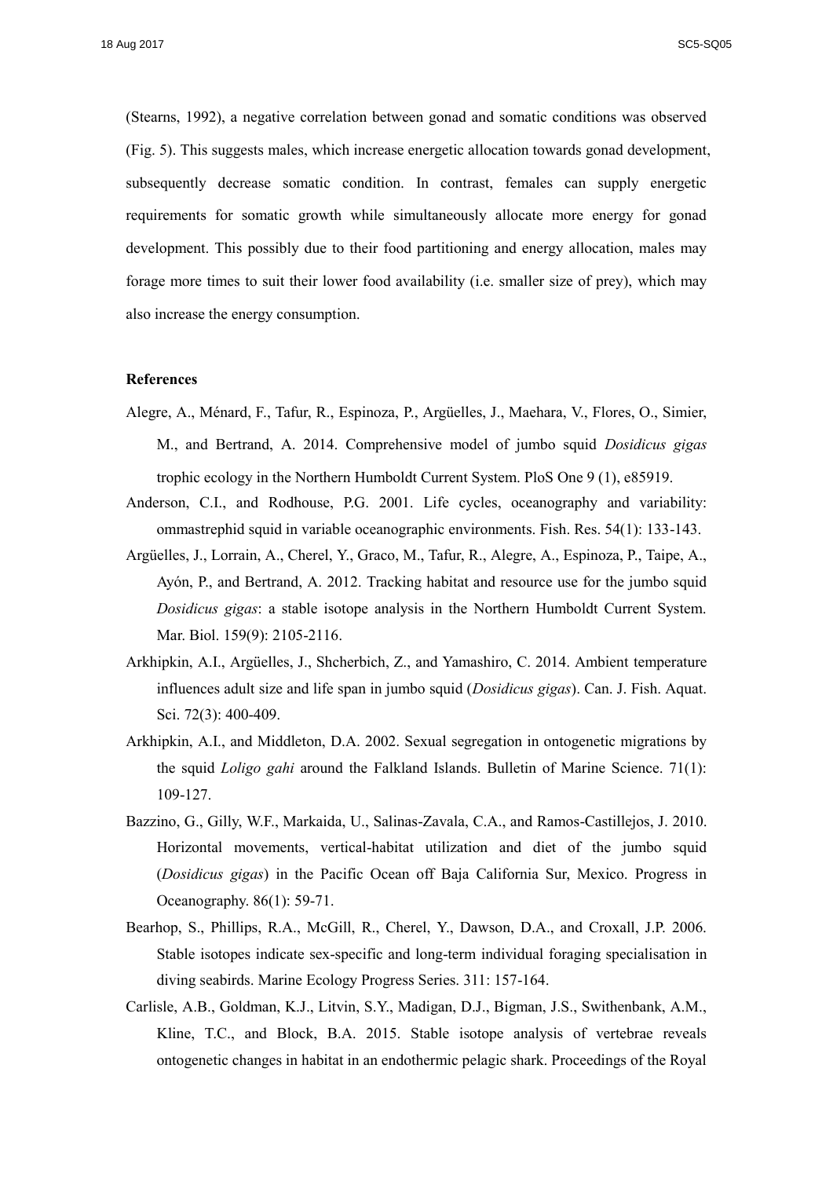(Stearns, 1992), a negative correlation between gonad and somatic conditions was observed (Fig. 5). This suggests males, which increase energetic allocation towards gonad development, subsequently decrease somatic condition. In contrast, females can supply energetic requirements for somatic growth while simultaneously allocate more energy for gonad development. This possibly due to their food partitioning and energy allocation, males may forage more times to suit their lower food availability (i.e. smaller size of prey), which may also increase the energy consumption.

**References**

Alegre, A., Ménard, F., Tafur, R., Espinoza, P., Argüelles, J., Maehara, V., Flores, O., Simier, M., and Bertrand, A. 2014. Comprehensive model of jumbo squid *Dosidicus gigas* trophic ecology in the Northern Humboldt Current System. PloS One 9 (1), e85919.

Anderson, C.I., and Rodhouse, P.G. 2001. Life cycles, oceanography and variability: ommastrephid squid in variable oceanographic environments. Fish. Res. 54(1): 133-143.

Argüelles, J., Lorrain, A., Cherel, Y., Graco, M., Tafur, R., Alegre, A., Espinoza, P., Taipe, A., Ayón, P., and Bertrand, A. 2012. Tracking habitat and resource use for the jumbo squid *Dosidicus gigas*: a stable isotope analysis in the Northern Humboldt Current System. Mar. Biol. 159(9): 2105-2116.

Arkhipkin, A.I., Argüelles, J., Shcherbich, Z., and Yamashiro, C. 2014. Ambient temperature influences adult size and life span in jumbo squid (*Dosidicus gigas*). Can. J. Fish. Aquat. Sci. 72(3): 400-409.

Arkhipkin, A.I., and Middleton, D.A. 2002. Sexual segregation in ontogenetic migrations by the squid *Loligo gahi* around the Falkland Islands. Bulletin of Marine Science. 71(1): 109-127.

Bazzino, G., Gilly, W.F., Markaida, U., Salinas-Zavala, C.A., and Ramos-Castillejos, J. 2010. Horizontal movements, vertical-habitat utilization and diet of the jumbo squid (*Dosidicus gigas*) in the Pacific Ocean off Baja California Sur, Mexico. Progress in Oceanography. 86(1): 59-71.

Bearhop, S., Phillips, R.A., McGill, R., Cherel, Y., Dawson, D.A., and Croxall, J.P. 2006. Stable isotopes indicate sex-specific and long-term individual foraging specialisation in diving seabirds. Marine Ecology Progress Series. 311: 157-164.

Carlisle, A.B., Goldman, K.J., Litvin, S.Y., Madigan, D.J., Bigman, J.S., Swithenbank, A.M., Kline, T.C., and Block, B.A. 2015. Stable isotope analysis of vertebrae reveals ontogenetic changes in habitat in an endothermic pelagic shark. Proceedings of the Royal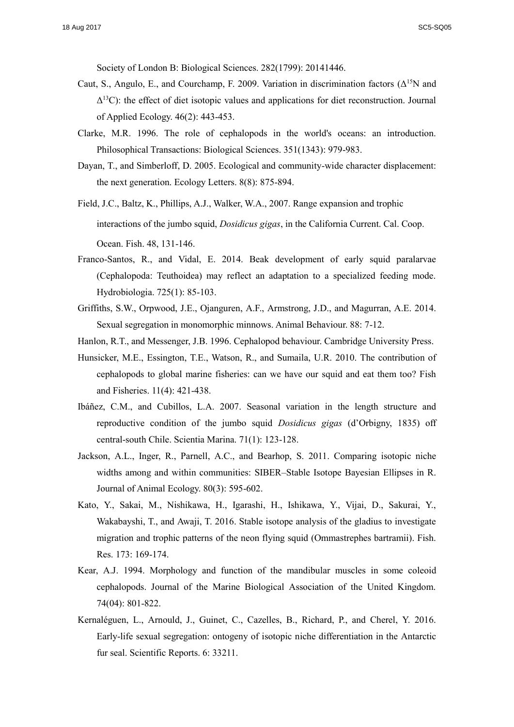Society of London B: Biological Sciences. 282(1799): 20141446.

Caut, S., Angulo, E., and Courchamp, F. 2009. Variation in discrimination factors ($\Delta^{15}$N and $\Delta^{13}$C): the effect of diet isotopic values and applications for diet reconstruction. Journal of Applied Ecology. 46(2): 443-453.

Clarke, M.R. 1996. The role of cephalopods in the world's oceans: an introduction. Philosophical Transactions: Biological Sciences. 351(1343): 979-983.

Dayan, T., and Simberloff, D. 2005. Ecological and community-wide character displacement: the next generation. Ecology Letters. 8(8): 875-894.

Field, J.C., Baltz, K., Phillips, A.J., Walker, W.A., 2007. Range expansion and trophic interactions of the jumbo squid, *Dosidicus gigas*, in the California Current. Cal. Coop. Ocean. Fish. 48, 131-146.

Franco-Santos, R., and Vidal, E. 2014. Beak development of early squid paralarvae (Cephalopoda: Teuthoidea) may reflect an adaptation to a specialized feeding mode. Hydrobiologia. 725(1): 85-103.

Griffiths, S.W., Orpwood, J.E., Ojanguren, A.F., Armstrong, J.D., and Magurran, A.E. 2014. Sexual segregation in monomorphic minnows. Animal Behaviour. 88: 7-12.

Hanlon, R.T., and Messenger, J.B. 1996. Cephalopod behaviour. Cambridge University Press.

Hunsicker, M.E., Essington, T.E., Watson, R., and Sumaila, U.R. 2010. The contribution of cephalopods to global marine fisheries: can we have our squid and eat them too? Fish and Fisheries. 11(4): 421-438.

Ibáñez, C.M., and Cubillos, L.A. 2007. Seasonal variation in the length structure and reproductive condition of the jumbo squid *Dosidicus gigas* (d'Orbigny, 1835) off central-south Chile. Scientia Marina. 71(1): 123-128.

Jackson, A.L., Inger, R., Parnell, A.C., and Bearhop, S. 2011. Comparing isotopic niche widths among and within communities: SIBER–Stable Isotope Bayesian Ellipses in R. Journal of Animal Ecology. 80(3): 595-602.

Kato, Y., Sakai, M., Nishikawa, H., Igarashi, H., Ishikawa, Y., Vijai, D., Sakurai, Y., Wakabayshi, T., and Awaji, T. 2016. Stable isotope analysis of the gladius to investigate migration and trophic patterns of the neon flying squid (Ommastrephes bartramii). Fish. Res. 173: 169-174.

Kear, A.J. 1994. Morphology and function of the mandibular muscles in some coleoid cephalopods. Journal of the Marine Biological Association of the United Kingdom. 74(04): 801-822.

Kernaléguen, L., Arnould, J., Guinet, C., Cazelles, B., Richard, P., and Cherel, Y. 2016. Early-life sexual segregation: ontogeny of isotopic niche differentiation in the Antarctic fur seal. Scientific Reports. 6: 33211.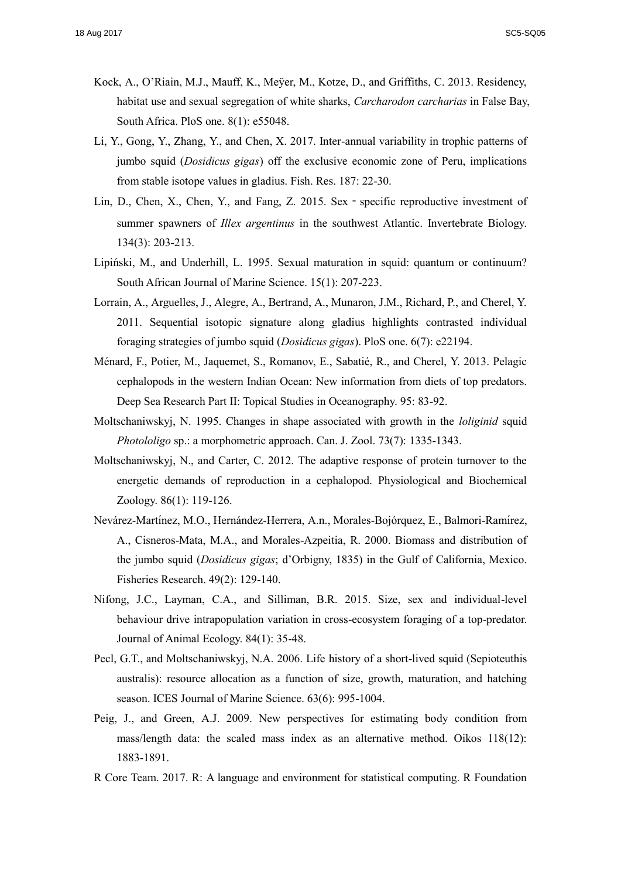Kock, A., O'Riain, M.J., Mauff, K., Meÿer, M., Kotze, D., and Griffiths, C. 2013. Residency, habitat use and sexual segregation of white sharks, *Carcharodon carcharias* in False Bay, South Africa. PloS one. 8(1): e55048.

Li, Y., Gong, Y., Zhang, Y., and Chen, X. 2017. Inter-annual variability in trophic patterns of jumbo squid (*Dosidicus gigas*) off the exclusive economic zone of Peru, implications from stable isotope values in gladius. Fish. Res. 187: 22-30.

Lin, D., Chen, X., Chen, Y., and Fang, Z. 2015. Sex‐specific reproductive investment of summer spawners of *Illex argentinus* in the southwest Atlantic. Invertebrate Biology. 134(3): 203-213.

Lipiński, M., and Underhill, L. 1995. Sexual maturation in squid: quantum or continuum? South African Journal of Marine Science. 15(1): 207-223.

Lorrain, A., Arguelles, J., Alegre, A., Bertrand, A., Munaron, J.M., Richard, P., and Cherel, Y. 2011. Sequential isotopic signature along gladius highlights contrasted individual foraging strategies of jumbo squid (*Dosidicus gigas*). PloS one. 6(7): e22194.

Ménard, F., Potier, M., Jaquemet, S., Romanov, E., Sabatié, R., and Cherel, Y. 2013. Pelagic cephalopods in the western Indian Ocean: New information from diets of top predators. Deep Sea Research Part II: Topical Studies in Oceanography. 95: 83-92.

Moltschaniwskyj, N. 1995. Changes in shape associated with growth in the *loliginid* squid *Photololigo* sp.: a morphometric approach. Can. J. Zool. 73(7): 1335-1343.

Moltschaniwskyj, N., and Carter, C. 2012. The adaptive response of protein turnover to the energetic demands of reproduction in a cephalopod. Physiological and Biochemical Zoology. 86(1): 119-126.

Nevárez-Martínez, M.O., Hernández-Herrera, A.n., Morales-Bojórquez, E., Balmori-Ramírez, A., Cisneros-Mata, M.A., and Morales-Azpeitia, R. 2000. Biomass and distribution of the jumbo squid (*Dosidicus gigas*; d'Orbigny, 1835) in the Gulf of California, Mexico. Fisheries Research. 49(2): 129-140.

Nifong, J.C., Layman, C.A., and Silliman, B.R. 2015. Size, sex and individual-level behaviour drive intrapopulation variation in cross-ecosystem foraging of a top-predator. Journal of Animal Ecology. 84(1): 35-48.

Pecl, G.T., and Moltschaniwskyj, N.A. 2006. Life history of a short-lived squid (Sepioteuthis australis): resource allocation as a function of size, growth, maturation, and hatching season. ICES Journal of Marine Science. 63(6): 995-1004.

Peig, J., and Green, A.J. 2009. New perspectives for estimating body condition from mass/length data: the scaled mass index as an alternative method. Oikos 118(12): 1883-1891.

R Core Team. 2017. R: A language and environment for statistical computing. R Foundation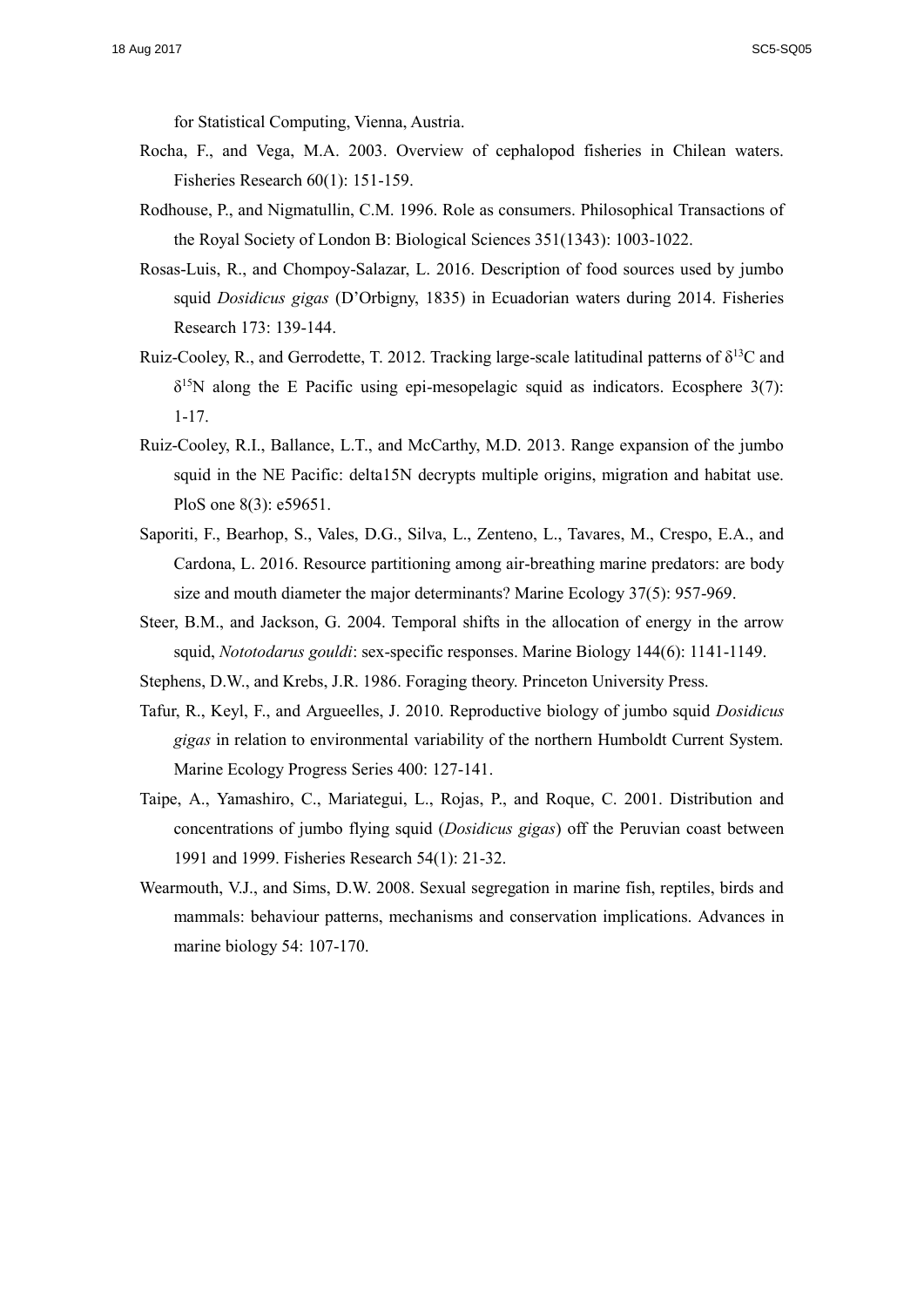for Statistical Computing, Vienna, Austria.

Rocha, F., and Vega, M.A. 2003. Overview of cephalopod fisheries in Chilean waters. Fisheries Research 60(1): 151-159.

Rodhouse, P., and Nigmatullin, C.M. 1996. Role as consumers. Philosophical Transactions of the Royal Society of London B: Biological Sciences 351(1343): 1003-1022.

Rosas-Luis, R., and Chompoy-Salazar, L. 2016. Description of food sources used by jumbo squid *Dosidicus gigas* (D'Orbigny, 1835) in Ecuadorian waters during 2014. Fisheries Research 173: 139-144.

Ruiz-Cooley, R., and Gerrodette, T. 2012. Tracking large-scale latitudinal patterns of $\delta^{13}C$ and $\delta^{15}N$ along the E Pacific using epi-mesopelagic squid as indicators. Ecosphere 3(7): 1-17.

Ruiz-Cooley, R.I., Ballance, L.T., and McCarthy, M.D. 2013. Range expansion of the jumbo squid in the NE Pacific: delta15N decrypts multiple origins, migration and habitat use. PloS one 8(3): e59651.

Saporiti, F., Bearhop, S., Vales, D.G., Silva, L., Zenteno, L., Tavares, M., Crespo, E.A., and Cardona, L. 2016. Resource partitioning among air-breathing marine predators: are body size and mouth diameter the major determinants? Marine Ecology 37(5): 957-969.

Steer, B.M., and Jackson, G. 2004. Temporal shifts in the allocation of energy in the arrow squid, *Nototodarus gouldi*: sex-specific responses. Marine Biology 144(6): 1141-1149.

Stephens, D.W., and Krebs, J.R. 1986. Foraging theory. Princeton University Press.

Tafur, R., Keyl, F., and Argueelles, J. 2010. Reproductive biology of jumbo squid *Dosidicus gigas* in relation to environmental variability of the northern Humboldt Current System. Marine Ecology Progress Series 400: 127-141.

Taipe, A., Yamashiro, C., Mariategui, L., Rojas, P., and Roque, C. 2001. Distribution and concentrations of jumbo flying squid (*Dosidicus gigas*) off the Peruvian coast between 1991 and 1999. Fisheries Research 54(1): 21-32.

Wearmouth, V.J., and Sims, D.W. 2008. Sexual segregation in marine fish, reptiles, birds and mammals: behaviour patterns, mechanisms and conservation implications. Advances in marine biology 54: 107-170.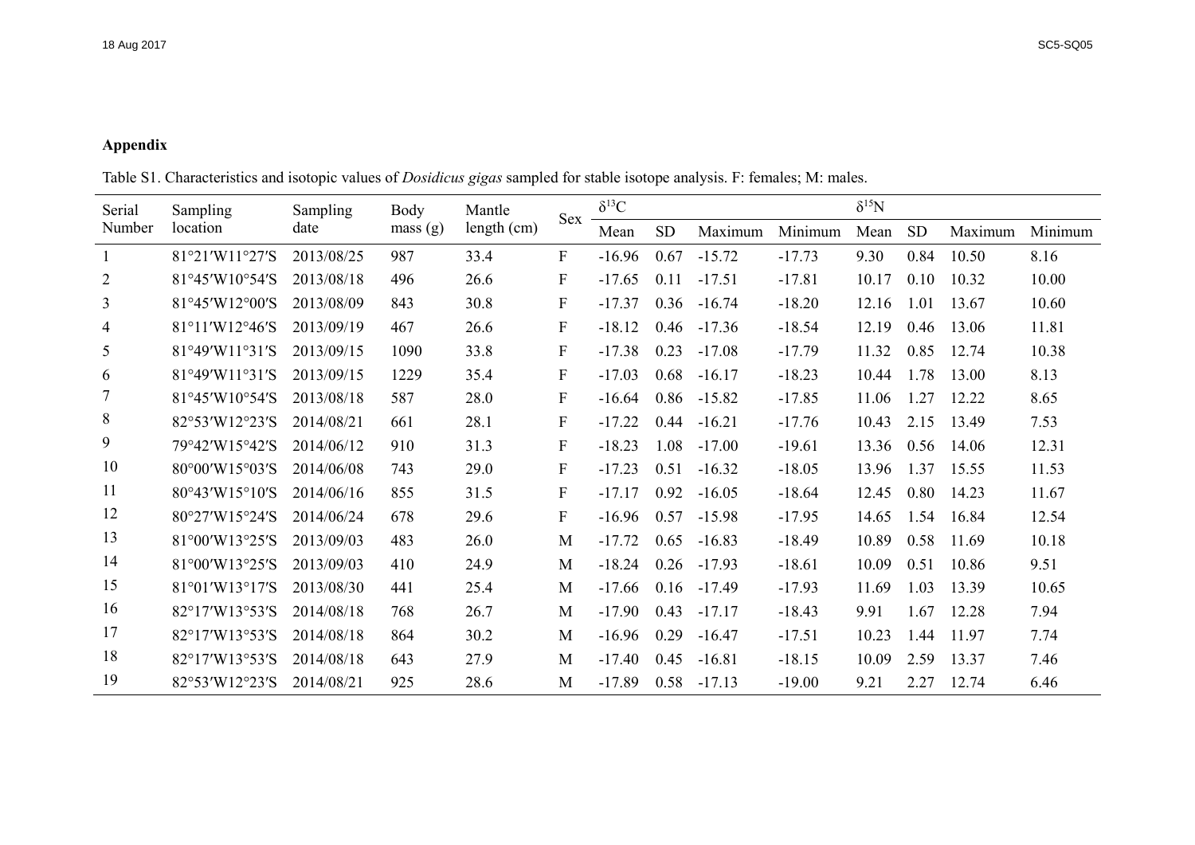**Appendix**

Table S1. Characteristics and isotopic values of *Dosidicus gigas* sampled for stable isotope analysis. F: females; M: males.

| Serial Number | Sampling location | Sampling date | Body mass (g) | Mantle length (cm) | Sex | $\delta^{13}C$ | | | | $\delta^{15}N$ | | | |
|---|---|---|---|---|---|---|---|---|---|---|---|---|---|
| | | | | | | Mean | SD | Maximum | Minimum | Mean | SD | Maximum | Minimum |
| 1 | 81°21′W11°27′S | 2013/08/25 | 987 | 33.4 | F | -16.96 | 0.67 | -15.72 | -17.73 | 9.30 | 0.84 | 10.50 | 8.16 |
| 2 | 81°45′W10°54′S | 2013/08/18 | 496 | 26.6 | F | -17.65 | 0.11 | -17.51 | -17.81 | 10.17 | 0.10 | 10.32 | 10.00 |
| 3 | 81°45′W12°00′S | 2013/08/09 | 843 | 30.8 | F | -17.37 | 0.36 | -16.74 | -18.20 | 12.16 | 1.01 | 13.67 | 10.60 |
| 4 | 81°11′W12°46′S | 2013/09/19 | 467 | 26.6 | F | -18.12 | 0.46 | -17.36 | -18.54 | 12.19 | 0.46 | 13.06 | 11.81 |
| 5 | 81°49′W11°31′S | 2013/09/15 | 1090 | 33.8 | F | -17.38 | 0.23 | -17.08 | -17.79 | 11.32 | 0.85 | 12.74 | 10.38 |
| 6 | 81°49′W11°31′S | 2013/09/15 | 1229 | 35.4 | F | -17.03 | 0.68 | -16.17 | -18.23 | 10.44 | 1.78 | 13.00 | 8.13 |
| 7 | 81°45′W10°54′S | 2013/08/18 | 587 | 28.0 | F | -16.64 | 0.86 | -15.82 | -17.85 | 11.06 | 1.27 | 12.22 | 8.65 |
| 8 | 82°53′W12°23′S | 2014/08/21 | 661 | 28.1 | F | -17.22 | 0.44 | -16.21 | -17.76 | 10.43 | 2.15 | 13.49 | 7.53 |
| 9 | 79°42′W15°42′S | 2014/06/12 | 910 | 31.3 | F | -18.23 | 1.08 | -17.00 | -19.61 | 13.36 | 0.56 | 14.06 | 12.31 |
| 10 | 80°00′W15°03′S | 2014/06/08 | 743 | 29.0 | F | -17.23 | 0.51 | -16.32 | -18.05 | 13.96 | 1.37 | 15.55 | 11.53 |
| 11 | 80°43′W15°10′S | 2014/06/16 | 855 | 31.5 | F | -17.17 | 0.92 | -16.05 | -18.64 | 12.45 | 0.80 | 14.23 | 11.67 |
| 12 | 80°27′W15°24′S | 2014/06/24 | 678 | 29.6 | F | -16.96 | 0.57 | -15.98 | -17.95 | 14.65 | 1.54 | 16.84 | 12.54 |
| 13 | 81°00′W13°25′S | 2013/09/03 | 483 | 26.0 | M | -17.72 | 0.65 | -16.83 | -18.49 | 10.89 | 0.58 | 11.69 | 10.18 |
| 14 | 81°00′W13°25′S | 2013/09/03 | 410 | 24.9 | M | -18.24 | 0.26 | -17.93 | -18.61 | 10.09 | 0.51 | 10.86 | 9.51 |
| 15 | 81°01′W13°17′S | 2013/08/30 | 441 | 25.4 | M | -17.66 | 0.16 | -17.49 | -17.93 | 11.69 | 1.03 | 13.39 | 10.65 |
| 16 | 82°17′W13°53′S | 2014/08/18 | 768 | 26.7 | M | -17.90 | 0.43 | -17.17 | -18.43 | 9.91 | 1.67 | 12.28 | 7.94 |
| 17 | 82°17′W13°53′S | 2014/08/18 | 864 | 30.2 | M | -16.96 | 0.29 | -16.47 | -17.51 | 10.23 | 1.44 | 11.97 | 7.74 |
| 18 | 82°17′W13°53′S | 2014/08/18 | 643 | 27.9 | M | -17.40 | 0.45 | -16.81 | -18.15 | 10.09 | 2.59 | 13.37 | 7.46 |
| 19 | 82°53′W12°23′S | 2014/08/21 | 925 | 28.6 | M | -17.89 | 0.58 | -17.13 | -19.00 | 9.21 | 2.27 | 12.74 | 6.46 |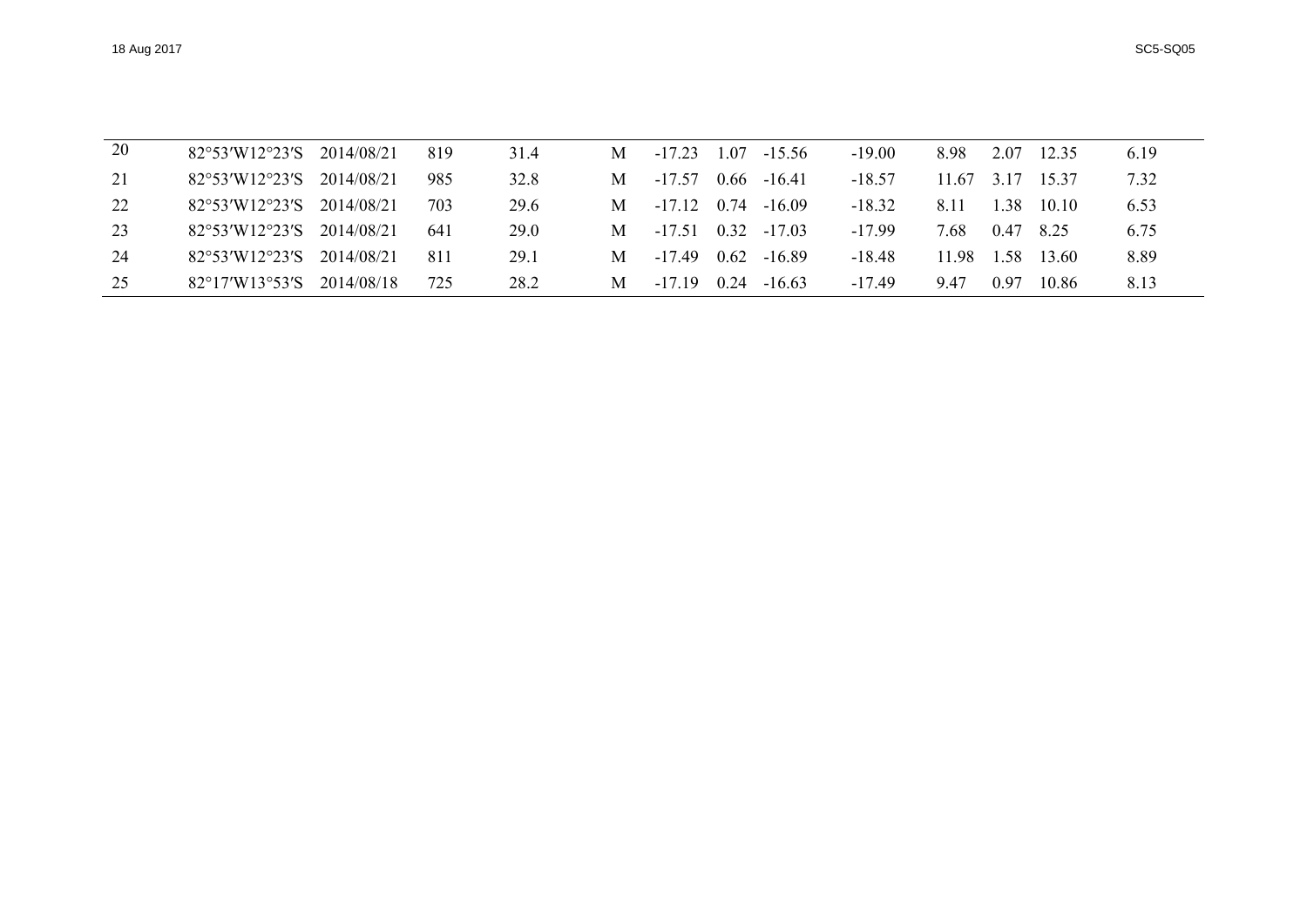| | | | | | | | | | | | | | |
|---|---|---|---|---|---|---|---|---|---|---|---|---|---|
| 20 | 82°53′W12°23′S | 2014/08/21 | 819 | 31.4 | M | -17.23 | 1.07 | -15.56 | -19.00 | 8.98 | 2.07 | 12.35 | 6.19 |
| 21 | 82°53′W12°23′S | 2014/08/21 | 985 | 32.8 | M | -17.57 | 0.66 | -16.41 | -18.57 | 11.67 | 3.17 | 15.37 | 7.32 |
| 22 | 82°53′W12°23′S | 2014/08/21 | 703 | 29.6 | M | -17.12 | 0.74 | -16.09 | -18.32 | 8.11 | 1.38 | 10.10 | 6.53 |
| 23 | 82°53′W12°23′S | 2014/08/21 | 641 | 29.0 | M | -17.51 | 0.32 | -17.03 | -17.99 | 7.68 | 0.47 | 8.25 | 6.75 |
| 24 | 82°53′W12°23′S | 2014/08/21 | 811 | 29.1 | M | -17.49 | 0.62 | -16.89 | -18.48 | 11.98 | 1.58 | 13.60 | 8.89 |
| 25 | 82°17′W13°53′S | 2014/08/18 | 725 | 28.2 | M | -17.19 | 0.24 | -16.63 | -17.49 | 9.47 | 0.97 | 10.86 | 8.13 |